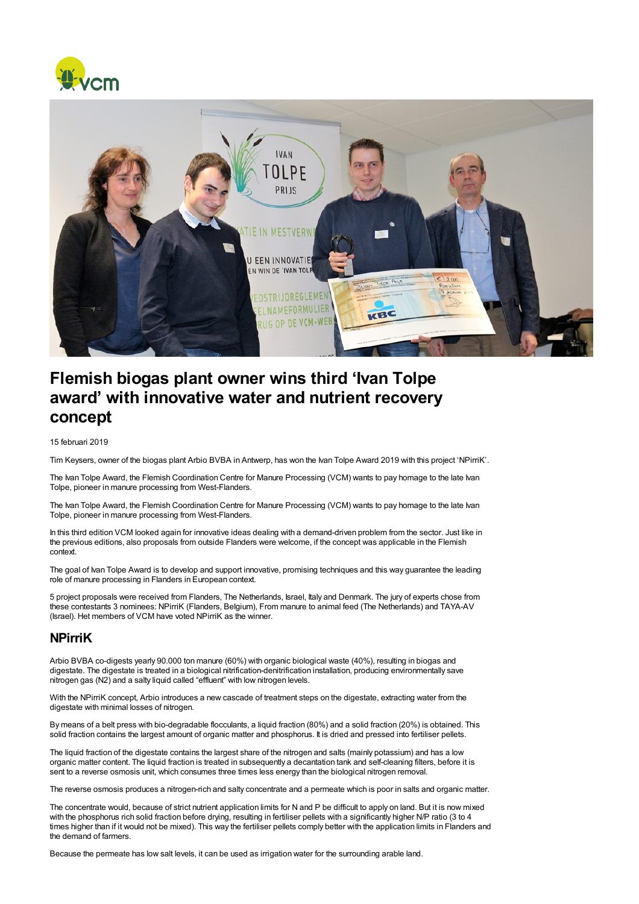# Flemish biogas plant owner wins third 'Ivan Tolpe award' with innovative water and nutrient recovery concept

15 februari 2019

Tim Keysers, owner of the biogas plant Arbio BVBA in Antwerp, has won the Ivan Tolpe Award 2019 with this project 'NPirriK'.

The Ivan Tolpe Award, the Flemish Coordination Centre for Manure Processing (VCM) wants to pay homage to the late Ivan Tolpe, pioneer in manure processing from West-Flanders.

The Ivan Tolpe Award, the Flemish Coordination Centre for Manure Processing (VCM) wants to pay homage to the late Ivan Tolpe, pioneer in manure processing from West-Flanders.

In this third edition VCM looked again for innovative ideas dealing with a demand-driven problem from the sector. Just like in the previous editions, also proposals from outside Flanders were welcome, if the concept was applicable in the Flemish context.

The goal of Ivan Tolpe Award is to develop and support innovative, promising techniques and this way guarantee the leading role of manure processing in Flanders in European context.

5 project proposals were received from Flanders, The Netherlands, Israel, Italy and Denmark. The jury of experts chose from these contestants 3 nominees: NPirriK (Flanders, Belgium), From manure to animal feed (The Netherlands) and TAYA-AV (Israel). Het members of VCM have voted NPirriK as the winner.

## NPirriK

Arbio BVBA co-digests yearly 90.000 ton manure (60%) with organic biological waste (40%), resulting in biogas and digestate. The digestate is treated in a biological nitrification-denitrification installation, producing environmentally save nitrogen gas ($N_2$) and a salty liquid called "effluent" with low nitrogen levels.

With the NPirriK concept, Arbio introduces a new cascade of treatment steps on the digestate, extracting water from the digestate with minimal losses of nitrogen.

By means of a belt press with bio-degradable flocculants, a liquid fraction (80%) and a solid fraction (20%) is obtained. This solid fraction contains the largest amount of organic matter and phosphorus. It is dried and pressed into fertiliser pellets.

The liquid fraction of the digestate contains the largest share of the nitrogen and salts (mainly potassium) and has a low organic matter content. The liquid fraction is treated in subsequently a decantation tank and self-cleaning filters, before it is sent to a reverse osmosis unit, which consumes three times less energy than the biological nitrogen removal.

The reverse osmosis produces a nitrogen-rich and salty concentrate and a permeate which is poor in salts and organic matter.

The concentrate would, because of strict nutrient application limits for N and P be difficult to apply on land. But it is now mixed with the phosphorus rich solid fraction before drying, resulting in fertiliser pellets with a significantly higher N/P ratio (3 to 4 times higher than if it would not be mixed). This way the fertiliser pellets comply better with the application limits in Flanders and the demand of farmers.

Because the permeate has low salt levels, it can be used as irrigation water for the surrounding arable land.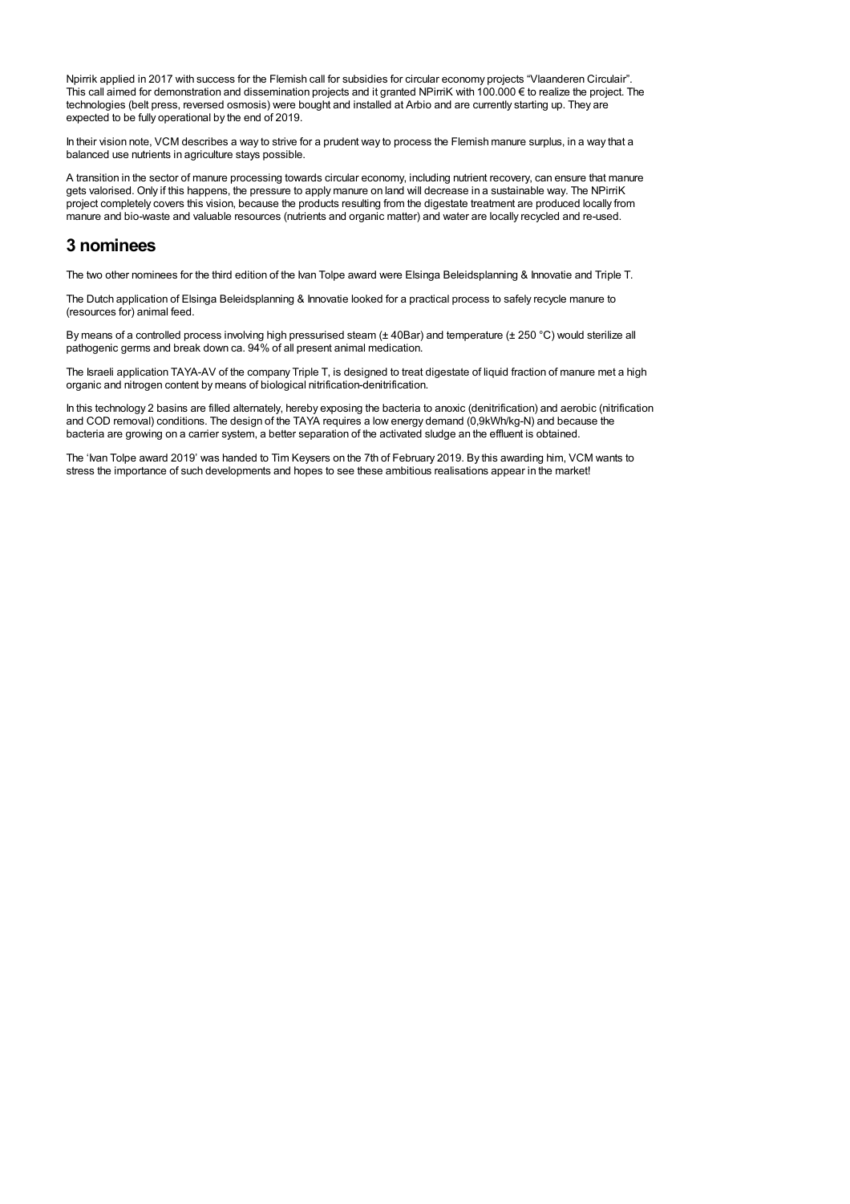Npirrik applied in 2017 with success for the Flemish call for subsidies for circular economy projects “Vlaanderen Circulair”. This call aimed for demonstration and dissemination projects and it granted NPirriK with 100.000 € to realize the project. The technologies (belt press, reversed osmosis) were bought and installed at Arbio and are currently starting up. They are expected to be fully operational by the end of 2019.

In their vision note, VCM describes a way to strive for a prudent way to process the Flemish manure surplus, in a way that a balanced use nutrients in agriculture stays possible.

A transition in the sector of manure processing towards circular economy, including nutrient recovery, can ensure that manure gets valorised. Only if this happens, the pressure to apply manure on land will decrease in a sustainable way. The NPirriK project completely covers this vision, because the products resulting from the digestate treatment are produced locally from manure and bio-waste and valuable resources (nutrients and organic matter) and water are locally recycled and re-used.

## 3 nominees

The two other nominees for the third edition of the Ivan Tolpe award were Elsinga Beleidsplanning & Innovatie and Triple T.

The Dutch application of Elsinga Beleidsplanning & Innovatie looked for a practical process to safely recycle manure to (resources for) animal feed.

By means of a controlled process involving high pressurised steam (± 40Bar) and temperature (± 250 °C) would sterilize all pathogenic germs and break down ca. 94% of all present animal medication.

The Israeli application TAYA-AV of the company Triple T, is designed to treat digestate of liquid fraction of manure met a high organic and nitrogen content by means of biological nitrification-denitrification.

In this technology 2 basins are filled alternately, hereby exposing the bacteria to anoxic (denitrification) and aerobic (nitrification and COD removal) conditions. The design of the TAYA requires a low energy demand (0,9kWh/kg-N) and because the bacteria are growing on a carrier system, a better separation of the activated sludge an the effluent is obtained.

The ‘Ivan Tolpe award 2019’ was handed to Tim Keysers on the 7th of February 2019. By this awarding him, VCM wants to stress the importance of such developments and hopes to see these ambitious realisations appear in the market!